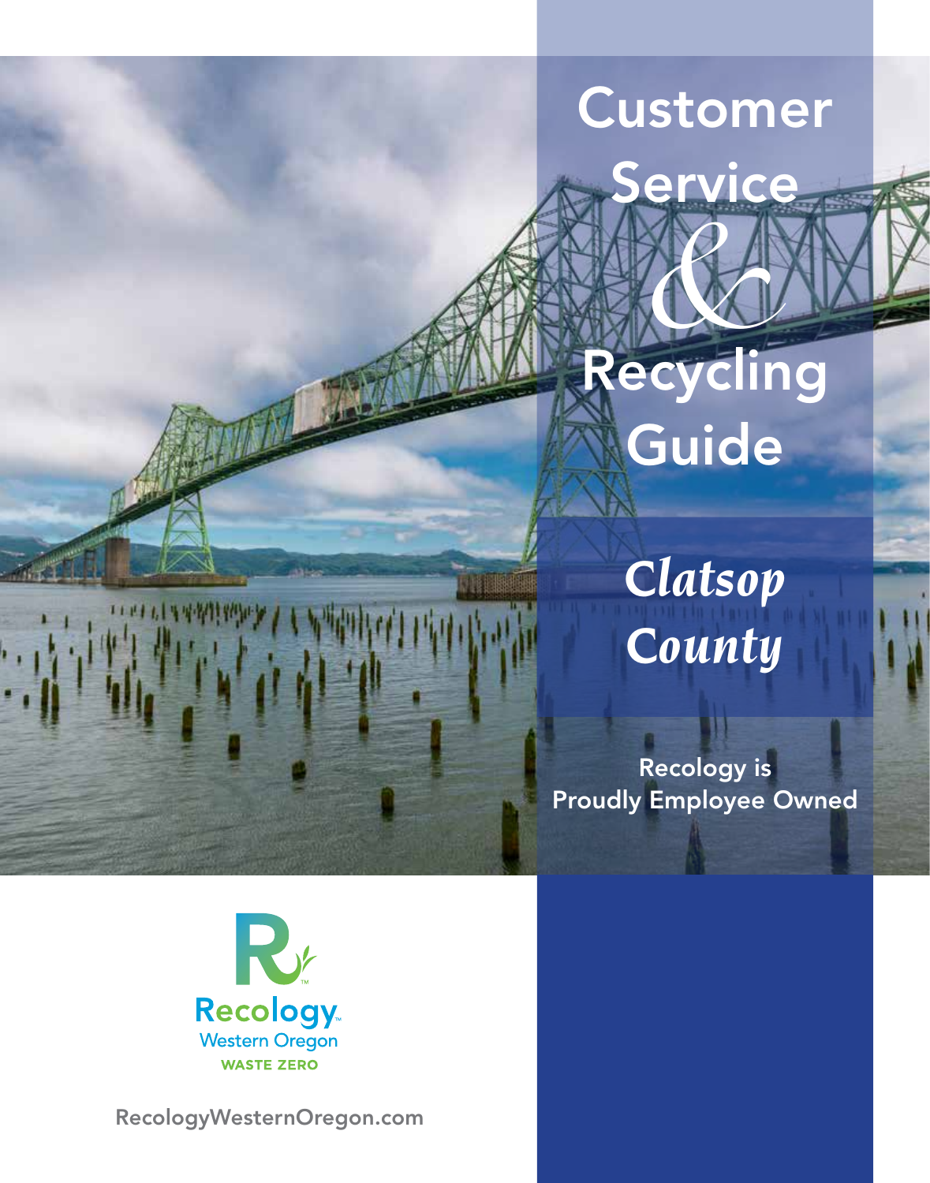# Customer Service & Recycling Guide

## *Clatsop County*

Recology is Proudly Employee Owned

Recology
Western Oregon
WASTE ZERO

RecologyWesternOregon.com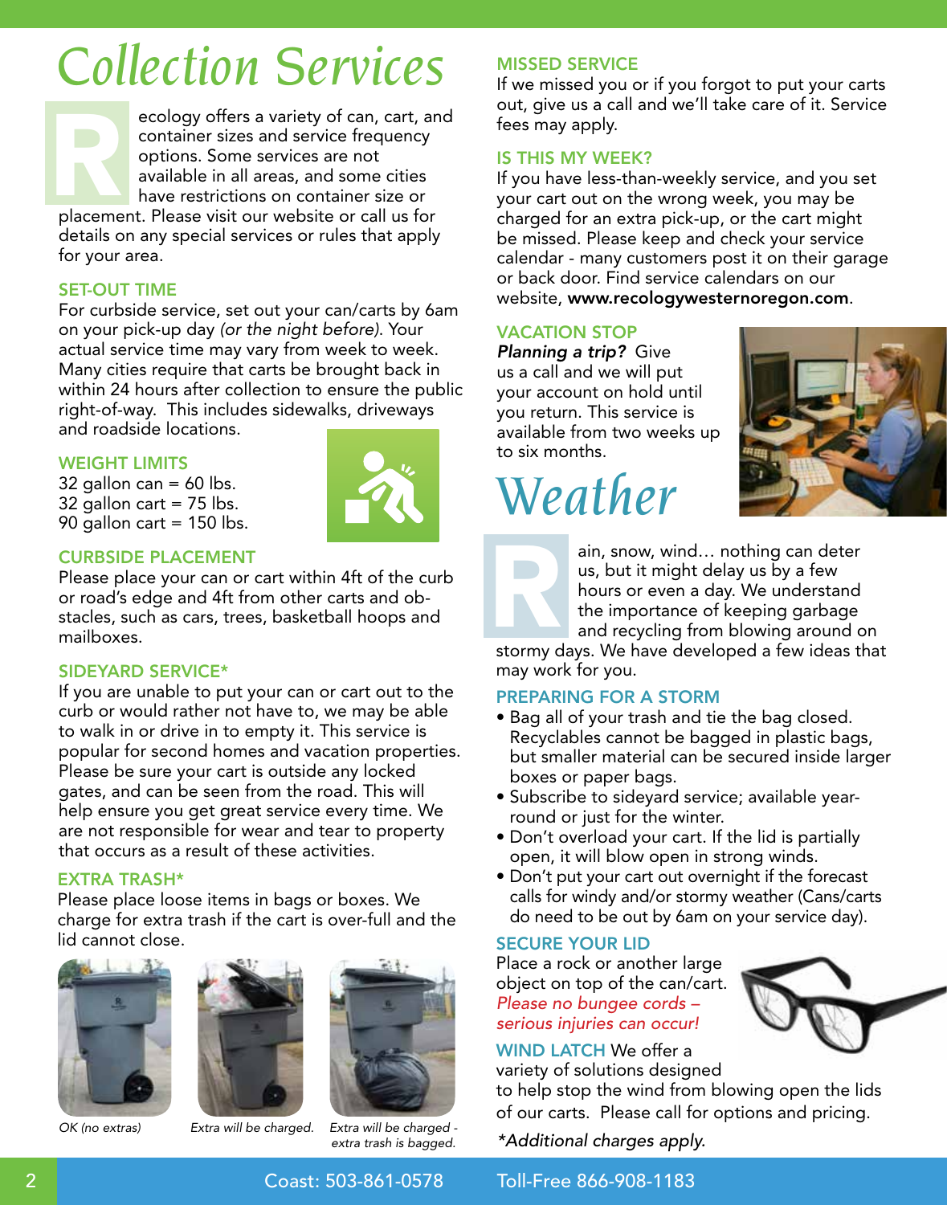# Collection Services

Recology offers a variety of can, cart, and container sizes and service frequency options. Some services are not available in all areas, and some cities have restrictions on container size or placement. Please visit our website or call us for details on any special services or rules that apply for your area.

## SET-OUT TIME

For curbside service, set out your can/carts by 6am on your pick-up day *(or the night before)*. Your actual service time may vary from week to week. Many cities require that carts be brought back in within 24 hours after collection to ensure the public right-of-way. This includes sidewalks, driveways and roadside locations.

## WEIGHT LIMITS

32 gallon can = 60 lbs.
32 gallon cart = 75 lbs.
90 gallon cart = 150 lbs.

## CURBSIDE PLACEMENT

Please place your can or cart within 4ft of the curb or road's edge and 4ft from other carts and obstacles, such as cars, trees, basketball hoops and mailboxes.

## SIDEYARD SERVICE*

If you are unable to put your can or cart out to the curb or would rather not have to, we may be able to walk in or drive in to empty it. This service is popular for second homes and vacation properties. Please be sure your cart is outside any locked gates, and can be seen from the road. This will help ensure you get great service every time. We are not responsible for wear and tear to property that occurs as a result of these activities.

## EXTRA TRASH*

Please place loose items in bags or boxes. We charge for extra trash if the cart is over-full and the lid cannot close.

*OK (no extras)*

*Extra will be charged.*

*Extra will be charged - extra trash is bagged.*

## MISSED SERVICE

If we missed you or if you forgot to put your carts out, give us a call and we'll take care of it. Service fees may apply.

## IS THIS MY WEEK?

If you have less-than-weekly service, and you set your cart out on the wrong week, you may be charged for an extra pick-up, or the cart might be missed. Please keep and check your service calendar - many customers post it on their garage or back door. Find service calendars on our website, **www.recologywesternoregon.com**.

## VACATION STOP

***Planning a trip?*** Give us a call and we will put your account on hold until you return. This service is available from two weeks up to six months.

# Weather

Rain, snow, wind… nothing can deter us, but it might delay us by a few hours or even a day. We understand the importance of keeping garbage and recycling from blowing around on stormy days. We have developed a few ideas that may work for you.

## PREPARING FOR A STORM

- Bag all of your trash and tie the bag closed. Recyclables cannot be bagged in plastic bags, but smaller material can be secured inside larger boxes or paper bags.
- Subscribe to sideyard service; available year-round or just for the winter.
- Don't overload your cart. If the lid is partially open, it will blow open in strong winds.
- Don't put your cart out overnight if the forecast calls for windy and/or stormy weather (Cans/carts do need to be out by 6am on your service day).

## SECURE YOUR LID

Place a rock or another large object on top of the can/cart. *Please no bungee cords – serious injuries can occur!*

**WIND LATCH** We offer a variety of solutions designed to help stop the wind from blowing open the lids of our carts. Please call for options and pricing.

*\*Additional charges apply.*

Coast: 503-861-0578 Toll-Free 866-908-1183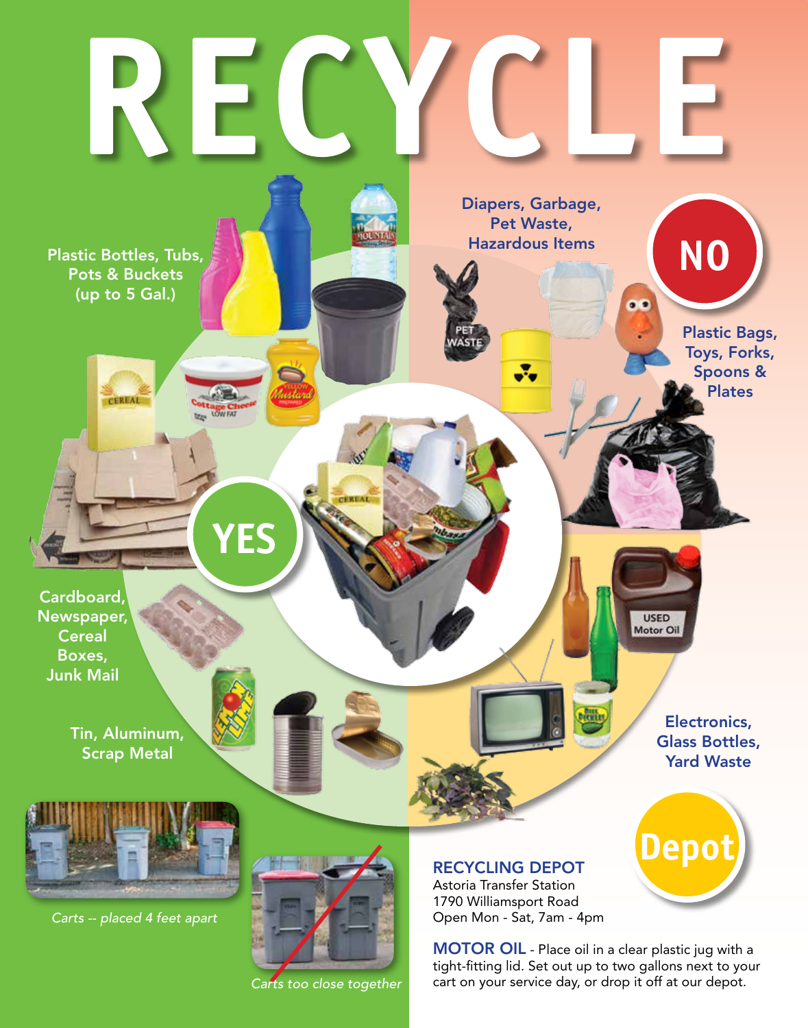# RECYCLE

## YES

Plastic Bottles, Tubs, Pots & Buckets (up to 5 Gal.)

Cardboard, Newspaper, Cereal Boxes, Junk Mail

Tin, Aluminum, Scrap Metal

## NO

Diapers, Garbage, Pet Waste, Hazardous Items

Plastic Bags, Toys, Forks, Spoons & Plates

## Depot

Electronics, Glass Bottles, Yard Waste

*Carts -- placed 4 feet apart*

*Carts too close together*

**RECYCLING DEPOT**
Astoria Transfer Station
1790 Williamsport Road
Open Mon - Sat, 7am - 4pm

**MOTOR OIL** - Place oil in a clear plastic jug with a tight-fitting lid. Set out up to two gallons next to your cart on your service day, or drop it off at our depot.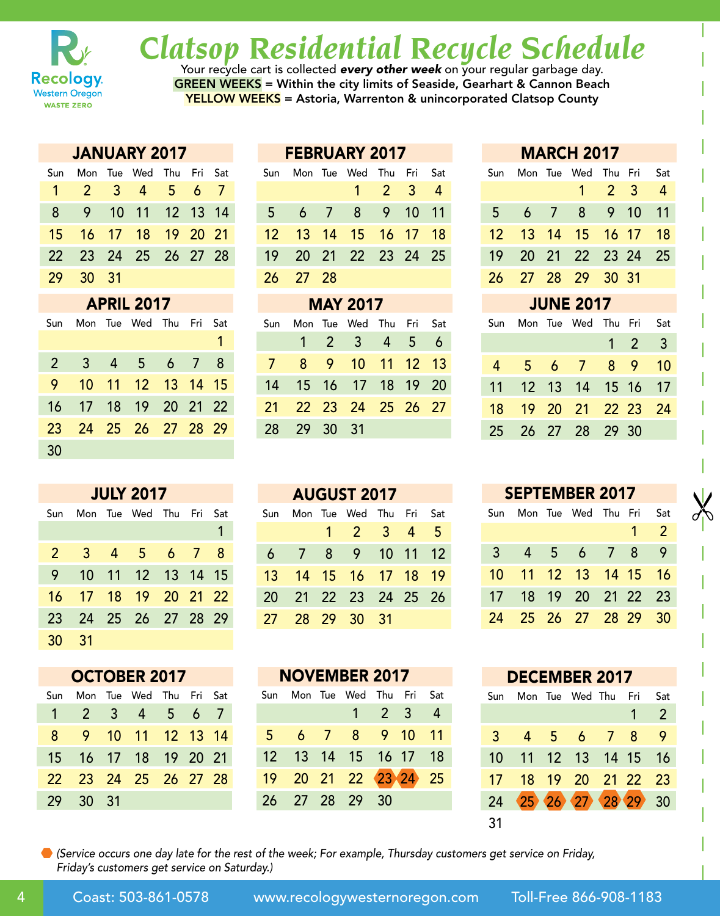Recology. Western Oregon WASTE ZERO

# Clatsop Residential Recycle Schedule

Your recycle cart is collected ***every other week*** on your regular garbage day.

**GREEN WEEKS = Within the city limits of Seaside, Gearhart & Cannon Beach**

**YELLOW WEEKS = Astoria, Warrenton & unincorporated Clatsop County**

## JANUARY 2017

| Sun | Mon | Tue | Wed | Thu | Fri | Sat |
|---|---|---|---|---|---|---|
| 1 | 2 | 3 | 4 | 5 | 6 | 7 |
| 8 | 9 | 10 | 11 | 12 | 13 | 14 |
| 15 | 16 | 17 | 18 | 19 | 20 | 21 |
| 22 | 23 | 24 | 25 | 26 | 27 | 28 |
| 29 | 30 | 31 | | | | |

## FEBRUARY 2017

| Sun | Mon | Tue | Wed | Thu | Fri | Sat |
|---|---|---|---|---|---|---|
| | | | 1 | 2 | 3 | 4 |
| 5 | 6 | 7 | 8 | 9 | 10 | 11 |
| 12 | 13 | 14 | 15 | 16 | 17 | 18 |
| 19 | 20 | 21 | 22 | 23 | 24 | 25 |
| 26 | 27 | 28 | | | | |

## MARCH 2017

| Sun | Mon | Tue | Wed | Thu | Fri | Sat |
|---|---|---|---|---|---|---|
| | | | 1 | 2 | 3 | 4 |
| 5 | 6 | 7 | 8 | 9 | 10 | 11 |
| 12 | 13 | 14 | 15 | 16 | 17 | 18 |
| 19 | 20 | 21 | 22 | 23 | 24 | 25 |
| 26 | 27 | 28 | 29 | 30 | 31 | |

## APRIL 2017

| Sun | Mon | Tue | Wed | Thu | Fri | Sat |
|---|---|---|---|---|---|---|
| | | | | | | 1 |
| 2 | 3 | 4 | 5 | 6 | 7 | 8 |
| 9 | 10 | 11 | 12 | 13 | 14 | 15 |
| 16 | 17 | 18 | 19 | 20 | 21 | 22 |
| 23 | 24 | 25 | 26 | 27 | 28 | 29 |
| 30 | | | | | | |

## MAY 2017

| Sun | Mon | Tue | Wed | Thu | Fri | Sat |
|---|---|---|---|---|---|---|
| | 1 | 2 | 3 | 4 | 5 | 6 |
| 7 | 8 | 9 | 10 | 11 | 12 | 13 |
| 14 | 15 | 16 | 17 | 18 | 19 | 20 |
| 21 | 22 | 23 | 24 | 25 | 26 | 27 |
| 28 | 29 | 30 | 31 | | | |

## JUNE 2017

| Sun | Mon | Tue | Wed | Thu | Fri | Sat |
|---|---|---|---|---|---|---|
| | | | | 1 | 2 | 3 |
| 4 | 5 | 6 | 7 | 8 | 9 | 10 |
| 11 | 12 | 13 | 14 | 15 | 16 | 17 |
| 18 | 19 | 20 | 21 | 22 | 23 | 24 |
| 25 | 26 | 27 | 28 | 29 | 30 | |

## JULY 2017

| Sun | Mon | Tue | Wed | Thu | Fri | Sat |
|---|---|---|---|---|---|---|
| | | | | | | 1 |
| 2 | 3 | 4 | 5 | 6 | 7 | 8 |
| 9 | 10 | 11 | 12 | 13 | 14 | 15 |
| 16 | 17 | 18 | 19 | 20 | 21 | 22 |
| 23 | 24 | 25 | 26 | 27 | 28 | 29 |
| 30 | 31 | | | | | |

## AUGUST 2017

| Sun | Mon | Tue | Wed | Thu | Fri | Sat |
|---|---|---|---|---|---|---|
| | | 1 | 2 | 3 | 4 | 5 |
| 6 | 7 | 8 | 9 | 10 | 11 | 12 |
| 13 | 14 | 15 | 16 | 17 | 18 | 19 |
| 20 | 21 | 22 | 23 | 24 | 25 | 26 |
| 27 | 28 | 29 | 30 | 31 | | |

## SEPTEMBER 2017

| Sun | Mon | Tue | Wed | Thu | Fri | Sat |
|---|---|---|---|---|---|---|
| | | | | | 1 | 2 |
| 3 | 4 | 5 | 6 | 7 | 8 | 9 |
| 10 | 11 | 12 | 13 | 14 | 15 | 16 |
| 17 | 18 | 19 | 20 | 21 | 22 | 23 |
| 24 | 25 | 26 | 27 | 28 | 29 | 30 |

## OCTOBER 2017

| Sun | Mon | Tue | Wed | Thu | Fri | Sat |
|---|---|---|---|---|---|---|
| 1 | 2 | 3 | 4 | 5 | 6 | 7 |
| 8 | 9 | 10 | 11 | 12 | 13 | 14 |
| 15 | 16 | 17 | 18 | 19 | 20 | 21 |
| 22 | 23 | 24 | 25 | 26 | 27 | 28 |
| 29 | 30 | 31 | | | | |

## NOVEMBER 2017

| Sun | Mon | Tue | Wed | Thu | Fri | Sat |
|---|---|---|---|---|---|---|
| | | | 1 | 2 | 3 | 4 |
| 5 | 6 | 7 | 8 | 9 | 10 | 11 |
| 12 | 13 | 14 | 15 | 16 | 17 | 18 |
| 19 | 20 | 21 | 22 | 23 ⬢ | 24 ⬢ | 25 |
| 26 | 27 | 28 | 29 | 30 | | |

## DECEMBER 2017

| Sun | Mon | Tue | Wed | Thu | Fri | Sat |
|---|---|---|---|---|---|---|
| | | | | | 1 | 2 |
| 3 | 4 | 5 | 6 | 7 | 8 | 9 |
| 10 | 11 | 12 | 13 | 14 | 15 | 16 |
| 17 | 18 | 19 | 20 | 21 | 22 | 23 |
| 24 | 25 ⬢ | 26 ⬢ | 27 ⬢ | 28 ⬢ | 29 ⬢ | 30 |
| 31 | | | | | | |

⬢ *(Service occurs one day late for the rest of the week; For example, Thursday customers get service on Friday, Friday's customers get service on Saturday.)*

Coast: 503-861-0578 www.recologywesternoregon.com Toll-Free 866-908-1183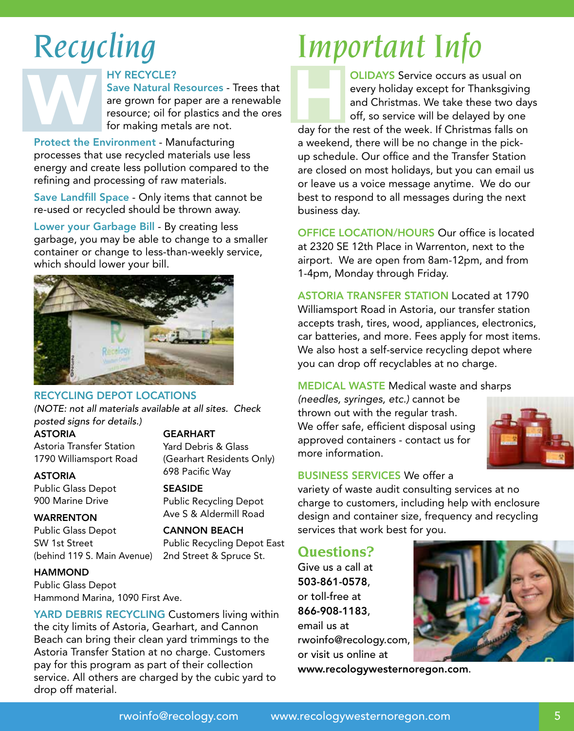# Recycling

## WHY RECYCLE?

**Save Natural Resources** - Trees that are grown for paper are a renewable resource; oil for plastics and the ores for making metals are not.

**Protect the Environment** - Manufacturing processes that use recycled materials use less energy and create less pollution compared to the refining and processing of raw materials.

**Save Landfill Space** - Only items that cannot be re-used or recycled should be thrown away.

**Lower your Garbage Bill** - By creating less garbage, you may be able to change to a smaller container or change to less-than-weekly service, which should lower your bill.

## RECYCLING DEPOT LOCATIONS

*(NOTE: not all materials available at all sites. Check posted signs for details.)*

**ASTORIA**
Astoria Transfer Station
1790 Williamsport Road

**ASTORIA**
Public Glass Depot
900 Marine Drive

**WARRENTON**
Public Glass Depot
SW 1st Street
(behind 119 S. Main Avenue)

**HAMMOND**
Public Glass Depot
Hammond Marina, 1090 First Ave.

**GEARHART**
Yard Debris & Glass
(Gearhart Residents Only)
698 Pacific Way

**SEASIDE**
Public Recycling Depot
Ave S & Aldermill Road

**CANNON BEACH**
Public Recycling Depot East
2nd Street & Spruce St.

**YARD DEBRIS RECYCLING** Customers living within the city limits of Astoria, Gearhart, and Cannon Beach can bring their clean yard trimmings to the Astoria Transfer Station at no charge. Customers pay for this program as part of their collection service. All others are charged by the cubic yard to drop off material.

# Important Info

**HOLIDAYS** Service occurs as usual on every holiday except for Thanksgiving and Christmas. We take these two days off, so service will be delayed by one day for the rest of the week. If Christmas falls on a weekend, there will be no change in the pick-up schedule. Our office and the Transfer Station are closed on most holidays, but you can email us or leave us a voice message anytime. We do our best to respond to all messages during the next business day.

**OFFICE LOCATION/HOURS** Our office is located at 2320 SE 12th Place in Warrenton, next to the airport. We are open from 8am-12pm, and from 1-4pm, Monday through Friday.

**ASTORIA TRANSFER STATION** Located at 1790 Williamsport Road in Astoria, our transfer station accepts trash, tires, wood, appliances, electronics, car batteries, and more. Fees apply for most items. We also host a self-service recycling depot where you can drop off recyclables at no charge.

**MEDICAL WASTE** Medical waste and sharps *(needles, syringes, etc.)* cannot be thrown out with the regular trash. We offer safe, efficient disposal using approved containers - contact us for more information.

**BUSINESS SERVICES** We offer a variety of waste audit consulting services at no charge to customers, including help with enclosure design and container size, frequency and recycling services that work best for you.

## Questions?

Give us a call at **503-861-0578**, or toll-free at **866-908-1183**, email us at rwoinfo@recology.com, or visit us online at **www.recologywesternoregon.com**.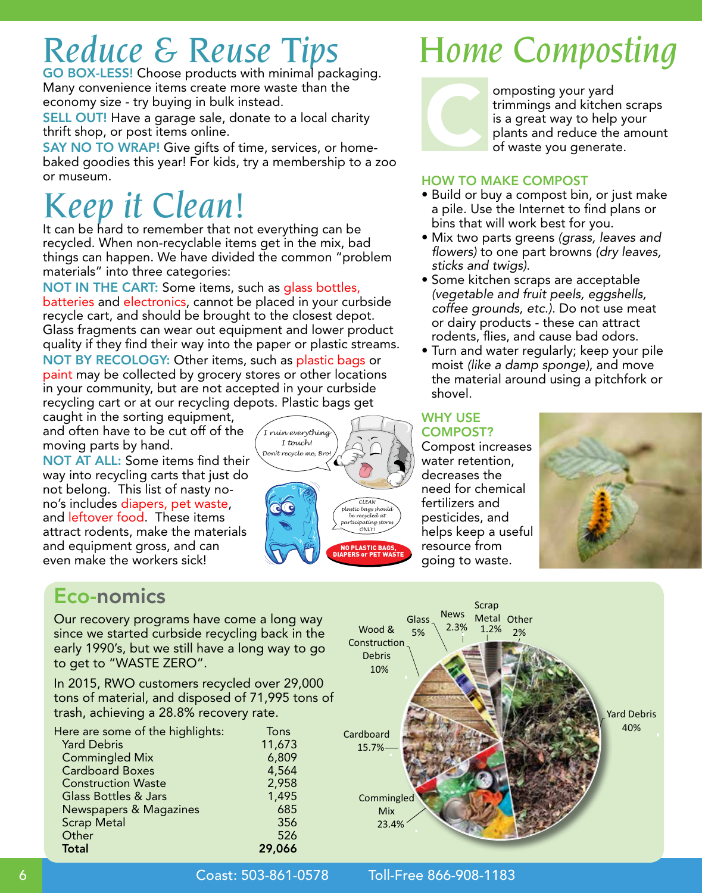# Reduce & Reuse Tips

**GO BOX-LESS!** Choose products with minimal packaging. Many convenience items create more waste than the economy size - try buying in bulk instead.

**SELL OUT!** Have a garage sale, donate to a local charity thrift shop, or post items online.

**SAY NO TO WRAP!** Give gifts of time, services, or home-baked goodies this year! For kids, try a membership to a zoo or museum.

# Keep it Clean!

It can be hard to remember that not everything can be recycled. When non-recyclable items get in the mix, bad things can happen. We have divided the common "problem materials" into three categories:

**NOT IN THE CART:** Some items, such as glass bottles, batteries and electronics, cannot be placed in your curbside recycle cart, and should be brought to the closest depot. Glass fragments can wear out equipment and lower product quality if they find their way into the paper or plastic streams.

**NOT BY RECOLOGY:** Other items, such as plastic bags or paint may be collected by grocery stores or other locations in your community, but are not accepted in your curbside recycling cart or at our recycling depots. Plastic bags get caught in the sorting equipment, and often have to be cut off of the moving parts by hand.

**NOT AT ALL:** Some items find their way into recycling carts that just do not belong. This list of nasty no-no's includes diapers, pet waste, and leftover food. These items attract rodents, make the materials and equipment gross, and can even make the workers sick!

I ruin everything I touch! Don't recycle me, Bro!

CLEAN plastic bags should be recycled at participating stores ONLY!

NO PLASTIC BAGS, DIAPERS or PET WASTE

# Home Composting

Composting your yard trimmings and kitchen scraps is a great way to help your plants and reduce the amount of waste you generate.

## HOW TO MAKE COMPOST

- Build or buy a compost bin, or just make a pile. Use the Internet to find plans or bins that will work best for you.
- Mix two parts greens *(grass, leaves and flowers)* to one part browns *(dry leaves, sticks and twigs)*.
- Some kitchen scraps are acceptable *(vegetable and fruit peels, eggshells, coffee grounds, etc.)*. Do not use meat or dairy products - these can attract rodents, flies, and cause bad odors.
- Turn and water regularly; keep your pile moist *(like a damp sponge)*, and move the material around using a pitchfork or shovel.

## WHY USE COMPOST?

Compost increases water retention, decreases the need for chemical fertilizers and pesticides, and helps keep a useful resource from going to waste.

## Eco-nomics

Our recovery programs have come a long way since we started curbside recycling back in the early 1990's, but we still have a long way to go to get to "WASTE ZERO".

In 2015, RWO customers recycled over 29,000 tons of material, and disposed of 71,995 tons of trash, achieving a 28.8% recovery rate.

| Here are some of the highlights: | Tons |
|---|---|
| Yard Debris | 11,673 |
| Commingled Mix | 6,809 |
| Cardboard Boxes | 4,564 |
| Construction Waste | 2,958 |
| Glass Bottles & Jars | 1,495 |
| Newspapers & Magazines | 685 |
| Scrap Metal | 356 |
| Other | 526 |
| **Total** | **29,066** |

Yard Debris 40%; Commingled Mix 23.4%; Cardboard 15.7%; Wood & Construction Debris 10%; Glass 5%; News 2.3%; Scrap Metal 1.2%; Other 2%

Coast: 503-861-0578 Toll-Free 866-908-1183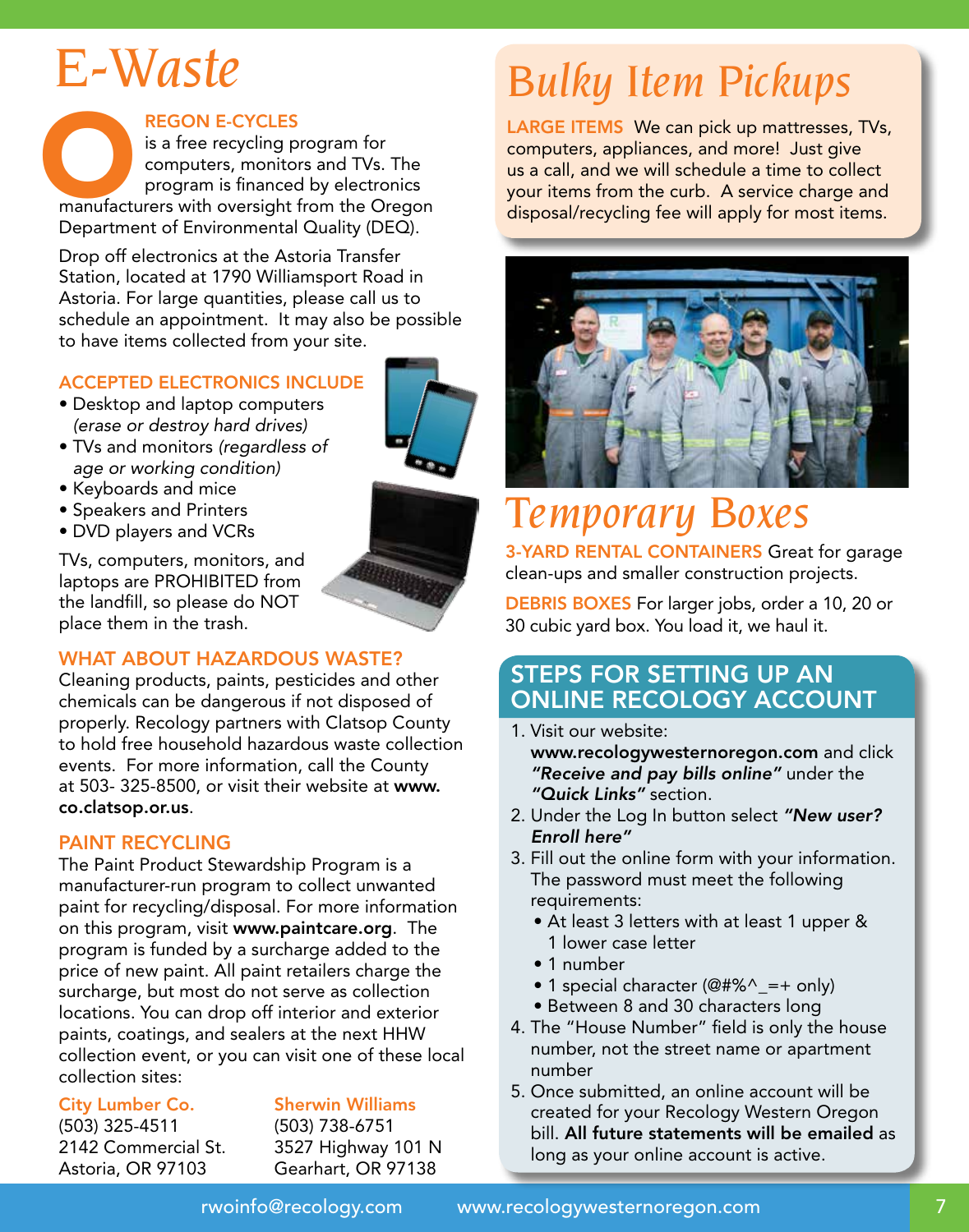# E-Waste

**OREGON E-CYCLES** is a free recycling program for computers, monitors and TVs. The program is financed by electronics manufacturers with oversight from the Oregon Department of Environmental Quality (DEQ).

Drop off electronics at the Astoria Transfer Station, located at 1790 Williamsport Road in Astoria. For large quantities, please call us to schedule an appointment. It may also be possible to have items collected from your site.

### ACCEPTED ELECTRONICS INCLUDE

- Desktop and laptop computers *(erase or destroy hard drives)*
- TVs and monitors *(regardless of age or working condition)*
- Keyboards and mice
- Speakers and Printers
- DVD players and VCRs

TVs, computers, monitors, and laptops are PROHIBITED from the landfill, so please do NOT place them in the trash.

### WHAT ABOUT HAZARDOUS WASTE?

Cleaning products, paints, pesticides and other chemicals can be dangerous if not disposed of properly. Recology partners with Clatsop County to hold free household hazardous waste collection events. For more information, call the County at 503- 325-8500, or visit their website at **www.co.clatsop.or.us**.

### PAINT RECYCLING

The Paint Product Stewardship Program is a manufacturer-run program to collect unwanted paint for recycling/disposal. For more information on this program, visit **www.paintcare.org**. The program is funded by a surcharge added to the price of new paint. All paint retailers charge the surcharge, but most do not serve as collection locations. You can drop off interior and exterior paints, coatings, and sealers at the next HHW collection event, or you can visit one of these local collection sites:

**City Lumber Co.**
(503) 325-4511
2142 Commercial St.
Astoria, OR 97103

**Sherwin Williams**
(503) 738-6751
3527 Highway 101 N
Gearhart, OR 97138

# Bulky Item Pickups

**LARGE ITEMS** We can pick up mattresses, TVs, computers, appliances, and more! Just give us a call, and we will schedule a time to collect your items from the curb. A service charge and disposal/recycling fee will apply for most items.

# Temporary Boxes

**3-YARD RENTAL CONTAINERS** Great for garage clean-ups and smaller construction projects.

**DEBRIS BOXES** For larger jobs, order a 10, 20 or 30 cubic yard box. You load it, we haul it.

## STEPS FOR SETTING UP AN ONLINE RECOLOGY ACCOUNT

1. Visit our website: **www.recologywesternoregon.com** and click ***"Receive and pay bills online"*** under the ***"Quick Links"*** section.
2. Under the Log In button select ***"New user? Enroll here"***
3. Fill out the online form with your information. The password must meet the following requirements:
   - At least 3 letters with at least 1 upper & 1 lower case letter
   - 1 number
   - 1 special character (@#%^_=+ only)
   - Between 8 and 30 characters long
4. The "House Number" field is only the house number, not the street name or apartment number
5. Once submitted, an online account will be created for your Recology Western Oregon bill. **All future statements will be emailed** as long as your online account is active.

rwoinfo@recology.com     www.recologywesternoregon.com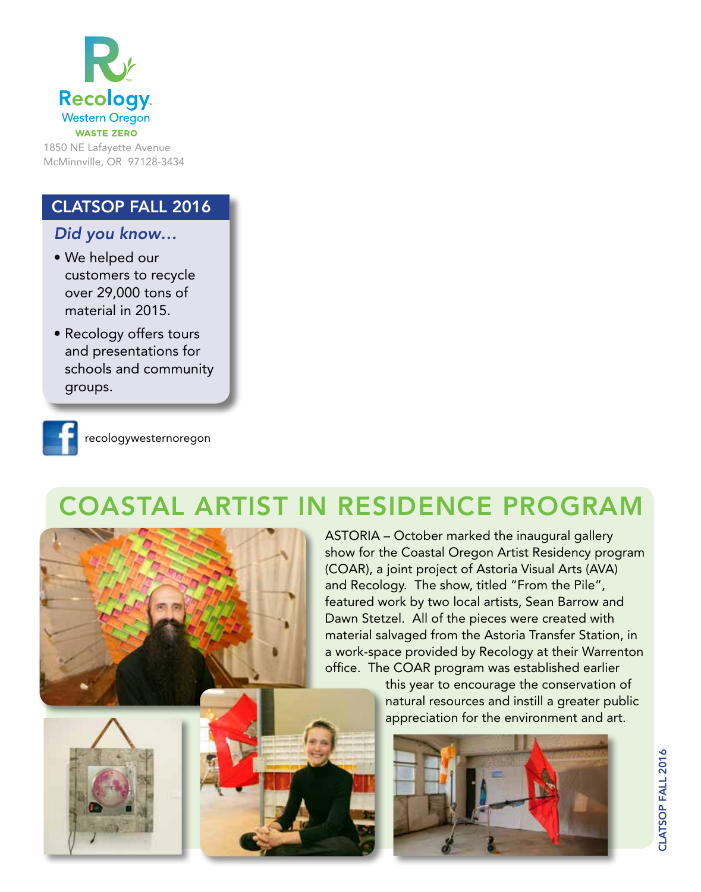Recology

Western Oregon

WASTE ZERO

1850 NE Lafayette Avenue
McMinnville, OR 97128-3434

## CLATSOP FALL 2016

*Did you know…*

- We helped our customers to recycle over 29,000 tons of material in 2015.
- Recology offers tours and presentations for schools and community groups.

recologywesternoregon

# COASTAL ARTIST IN RESIDENCE PROGRAM

ASTORIA – October marked the inaugural gallery show for the Coastal Oregon Artist Residency program (COAR), a joint project of Astoria Visual Arts (AVA) and Recology. The show, titled "From the Pile", featured work by two local artists, Sean Barrow and Dawn Stetzel. All of the pieces were created with material salvaged from the Astoria Transfer Station, in a work-space provided by Recology at their Warrenton office. The COAR program was established earlier this year to encourage the conservation of natural resources and instill a greater public appreciation for the environment and art.